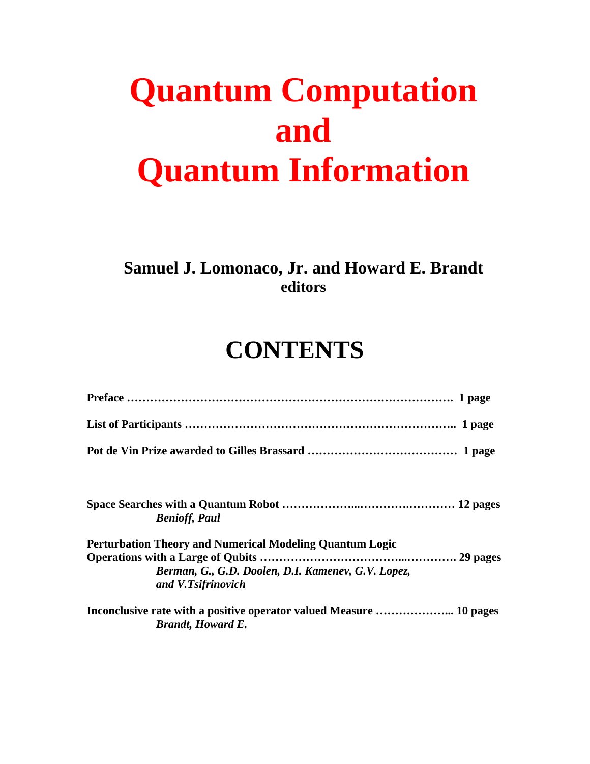# Quantum Computation and Quantum Information

**Samuel J. Lomonaco, Jr. and Howard E. Brandt**
**editors**

## CONTENTS

**Preface ………………………………………………………………………. 1 page**

**List of Participants ………………………………………………………….. 1 page**

**Pot de Vin Prize awarded to Gilles Brassard ………………………………… 1 page**

**Space Searches with a Quantum Robot ………………...……….………… 12 pages**
*Benioff, Paul*

**Perturbation Theory and Numerical Modeling Quantum Logic Operations with a Large of Qubits ……………………………...…………. 29 pages**
*Berman, G., G.D. Doolen, D.I. Kamenev, G.V. Lopez, and V.Tsifrinovich*

**Inconclusive rate with a positive operator valued Measure ………………... 10 pages**
*Brandt, Howard E.*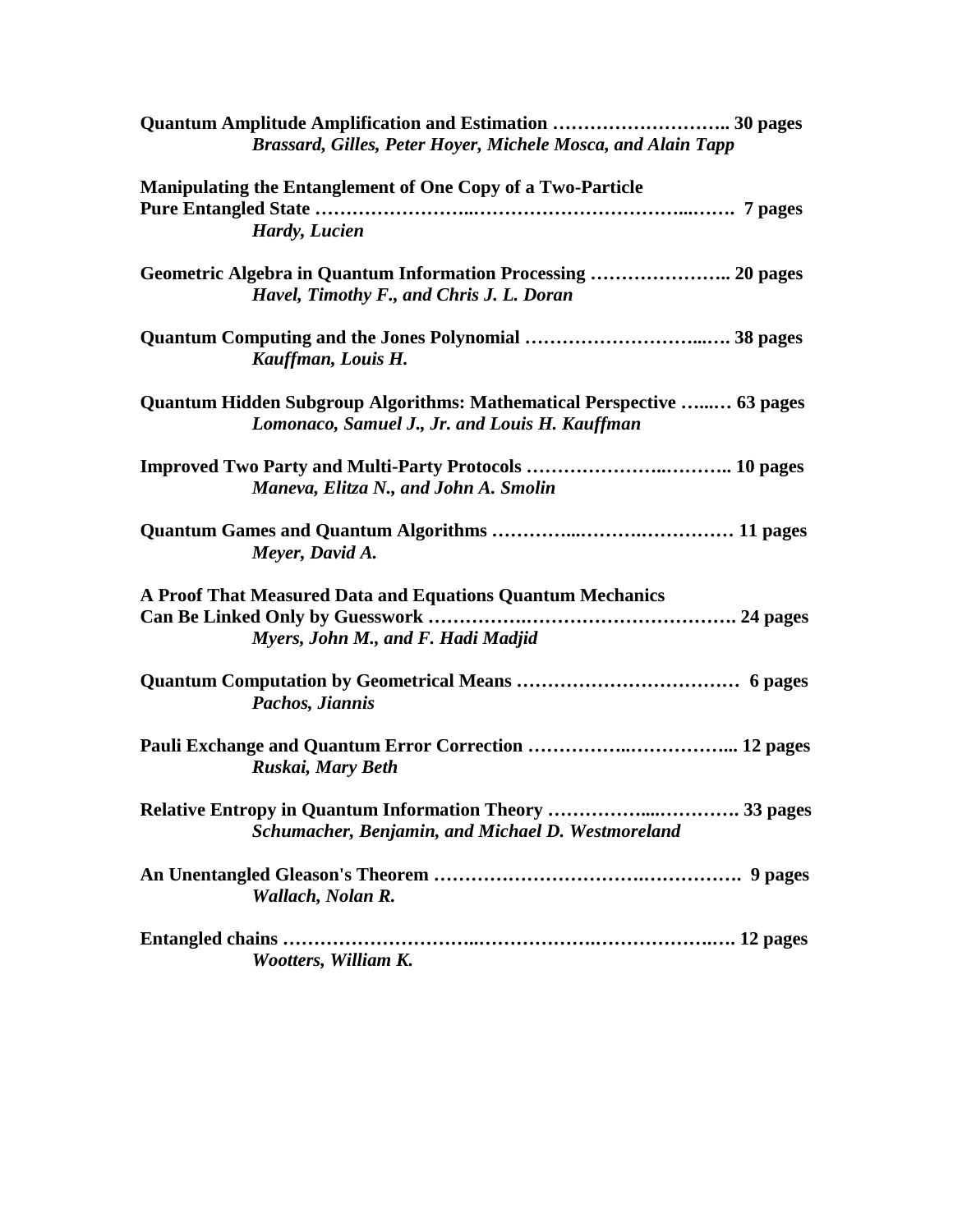**Quantum Amplitude Amplification and Estimation ……………………….. 30 pages**
*Brassard, Gilles, Peter Hoyer, Michele Mosca, and Alain Tapp*

**Manipulating the Entanglement of One Copy of a Two-Particle Pure Entangled State ……………………..……………………………...……. 7 pages**
*Hardy, Lucien*

**Geometric Algebra in Quantum Information Processing ………………….. 20 pages**
*Havel, Timothy F., and Chris J. L. Doran*

**Quantum Computing and the Jones Polynomial ………………………...…. 38 pages**
*Kauffman, Louis H.*

**Quantum Hidden Subgroup Algorithms: Mathematical Perspective …...… 63 pages**
*Lomonaco, Samuel J., Jr. and Louis H. Kauffman*

**Improved Two Party and Multi-Party Protocols …………………..……….. 10 pages**
*Maneva, Elitza N., and John A. Smolin*

**Quantum Games and Quantum Algorithms …………...……….…………… 11 pages**
*Meyer, David A.*

**A Proof That Measured Data and Equations Quantum Mechanics Can Be Linked Only by Guesswork …………….……………………………. 24 pages**
*Myers, John M., and F. Hadi Madjid*

**Quantum Computation by Geometrical Means ……………………………… 6 pages**
*Pachos, Jiannis*

**Pauli Exchange and Quantum Error Correction ……………..……………... 12 pages**
*Ruskai, Mary Beth*

**Relative Entropy in Quantum Information Theory ……………...…………. 33 pages**
*Schumacher, Benjamin, and Michael D. Westmoreland*

**An Unentangled Gleason's Theorem …………………………….…………. 9 pages**
*Wallach, Nolan R.*

**Entangled chains ………………………..……………….……………….…. 12 pages**
*Wootters, William K.*